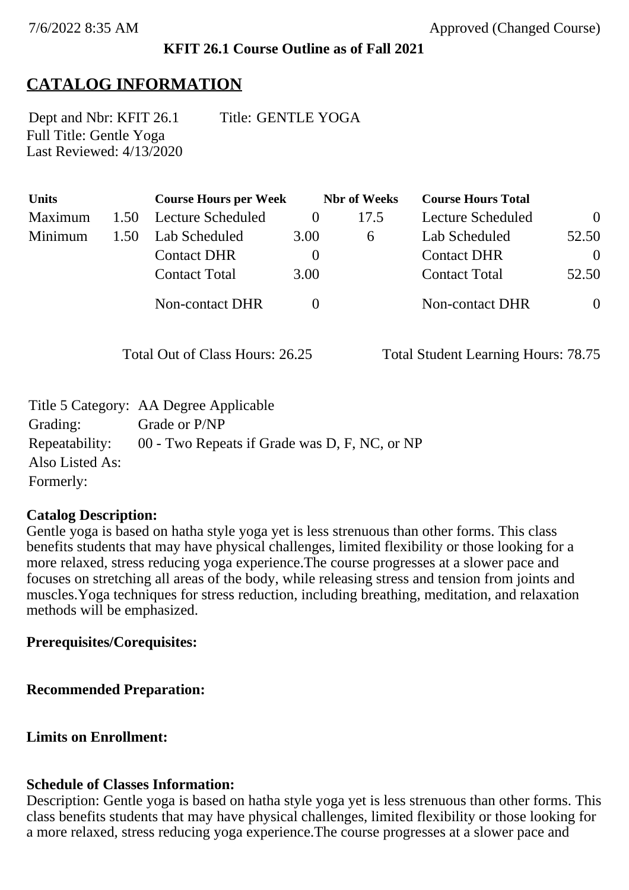7/6/2022 8:35 AM Approved (Changed Course)

**KFIT 26.1 Course Outline as of Fall 2021**

## CATALOG INFORMATION

Dept and Nbr: KFIT 26.1 Title: GENTLE YOGA
Full Title: Gentle Yoga
Last Reviewed: 4/13/2020

| Units | | Course Hours per Week | | Nbr of Weeks | Course Hours Total | |
|---|---|---|---|---|---|---|
| Maximum | 1.50 | Lecture Scheduled | 0 | 17.5 | Lecture Scheduled | 0 |
| Minimum | 1.50 | Lab Scheduled | 3.00 | 6 | Lab Scheduled | 52.50 |
| | | Contact DHR | 0 | | Contact DHR | 0 |
| | | Contact Total | 3.00 | | Contact Total | 52.50 |
| | | Non-contact DHR | 0 | | Non-contact DHR | 0 |

Total Out of Class Hours: 26.25 Total Student Learning Hours: 78.75

Title 5 Category: AA Degree Applicable
Grading: Grade or P/NP
Repeatability: 00 - Two Repeats if Grade was D, F, NC, or NP
Also Listed As:
Formerly:

**Catalog Description:**
Gentle yoga is based on hatha style yoga yet is less strenuous than other forms. This class benefits students that may have physical challenges, limited flexibility or those looking for a more relaxed, stress reducing yoga experience.The course progresses at a slower pace and focuses on stretching all areas of the body, while releasing stress and tension from joints and muscles.Yoga techniques for stress reduction, including breathing, meditation, and relaxation methods will be emphasized.

**Prerequisites/Corequisites:**

**Recommended Preparation:**

**Limits on Enrollment:**

**Schedule of Classes Information:**
Description: Gentle yoga is based on hatha style yoga yet is less strenuous than other forms. This class benefits students that may have physical challenges, limited flexibility or those looking for a more relaxed, stress reducing yoga experience.The course progresses at a slower pace and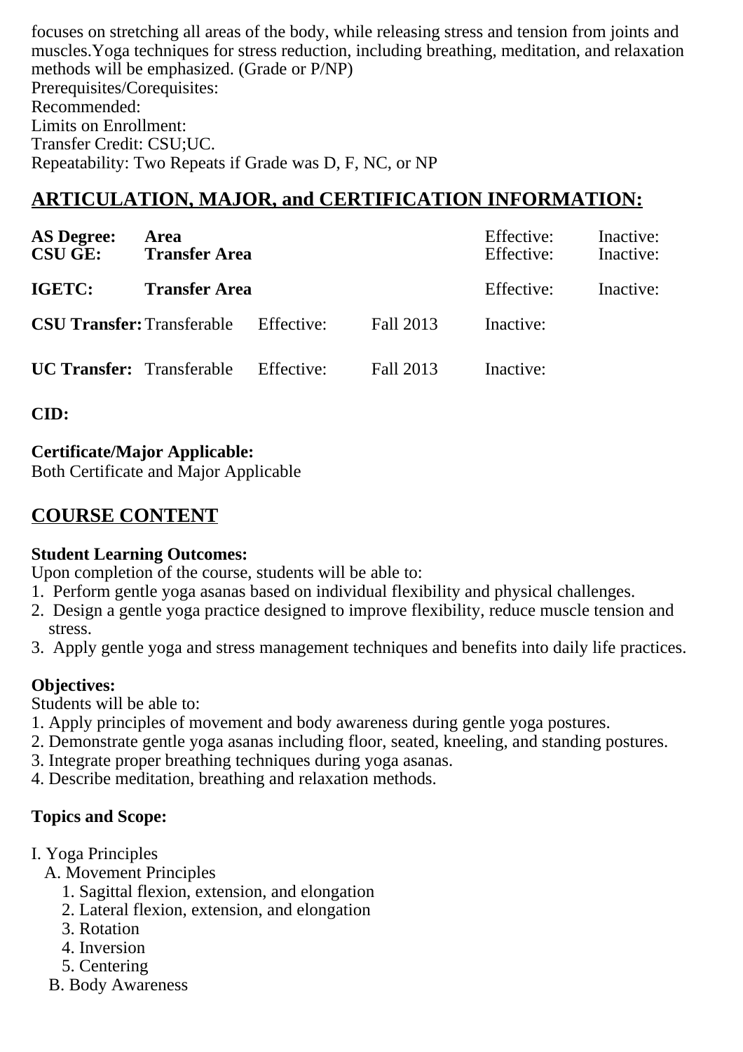focuses on stretching all areas of the body, while releasing stress and tension from joints and muscles.Yoga techniques for stress reduction, including breathing, meditation, and relaxation methods will be emphasized. (Grade or P/NP)
Prerequisites/Corequisites:
Recommended:
Limits on Enrollment:
Transfer Credit: CSU;UC.
Repeatability: Two Repeats if Grade was D, F, NC, or NP

## ARTICULATION, MAJOR, and CERTIFICATION INFORMATION:

| | | | | | |
|---|---|---|---|---|---|
| **AS Degree:** | **Area** | | | Effective: | Inactive: |
| **CSU GE:** | **Transfer Area** | | | Effective: | Inactive: |
| **IGETC:** | **Transfer Area** | | | Effective: | Inactive: |
| **CSU Transfer:** | Transferable | Effective: | Fall 2013 | Inactive: | |
| **UC Transfer:** | Transferable | Effective: | Fall 2013 | Inactive: | |

**CID:**

**Certificate/Major Applicable:**
Both Certificate and Major Applicable

## COURSE CONTENT

**Student Learning Outcomes:**
Upon completion of the course, students will be able to:
1. Perform gentle yoga asanas based on individual flexibility and physical challenges.
2. Design a gentle yoga practice designed to improve flexibility, reduce muscle tension and stress.
3. Apply gentle yoga and stress management techniques and benefits into daily life practices.

**Objectives:**
Students will be able to:
1. Apply principles of movement and body awareness during gentle yoga postures.
2. Demonstrate gentle yoga asanas including floor, seated, kneeling, and standing postures.
3. Integrate proper breathing techniques during yoga asanas.
4. Describe meditation, breathing and relaxation methods.

**Topics and Scope:**

I. Yoga Principles
- A. Movement Principles
  1. Sagittal flexion, extension, and elongation
  2. Lateral flexion, extension, and elongation
  3. Rotation
  4. Inversion
  5. Centering
- B. Body Awareness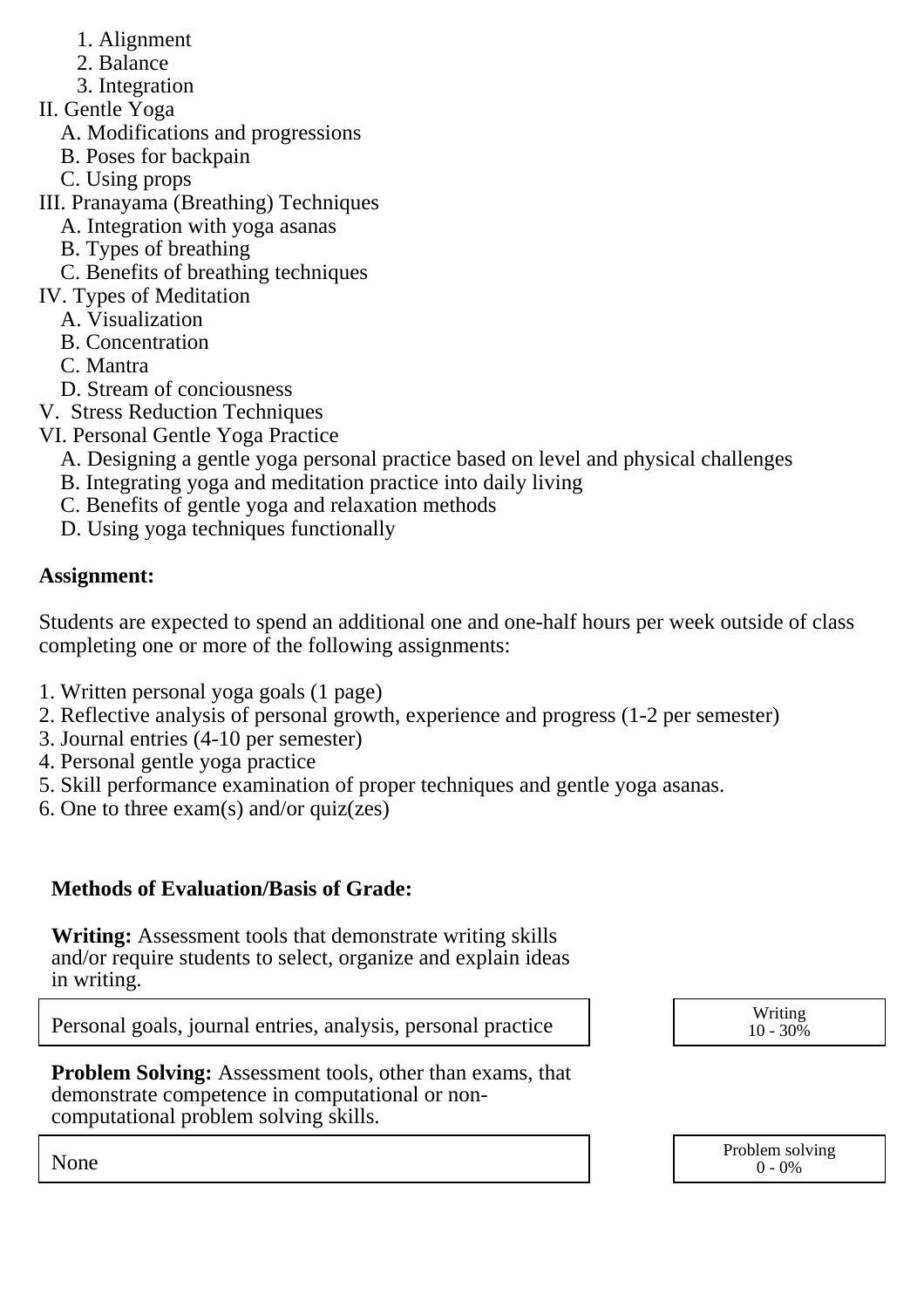1. Alignment
    2. Balance
    3. Integration

II. Gentle Yoga
   A. Modifications and progressions
   B. Poses for backpain
   C. Using props

III. Pranayama (Breathing) Techniques
   A. Integration with yoga asanas
   B. Types of breathing
   C. Benefits of breathing techniques

IV. Types of Meditation
   A. Visualization
   B. Concentration
   C. Mantra
   D. Stream of conciousness

V. Stress Reduction Techniques

VI. Personal Gentle Yoga Practice
   A. Designing a gentle yoga personal practice based on level and physical challenges
   B. Integrating yoga and meditation practice into daily living
   C. Benefits of gentle yoga and relaxation methods
   D. Using yoga techniques functionally

**Assignment:**

Students are expected to spend an additional one and one-half hours per week outside of class completing one or more of the following assignments:

1. Written personal yoga goals (1 page)
2. Reflective analysis of personal growth, experience and progress (1-2 per semester)
3. Journal entries (4-10 per semester)
4. Personal gentle yoga practice
5. Skill performance examination of proper techniques and gentle yoga asanas.
6. One to three exam(s) and/or quiz(zes)

**Methods of Evaluation/Basis of Grade:**

**Writing:** Assessment tools that demonstrate writing skills and/or require students to select, organize and explain ideas in writing.

| Personal goals, journal entries, analysis, personal practice | Writing 10 - 30% |
|---|---|

**Problem Solving:** Assessment tools, other than exams, that demonstrate competence in computational or non-computational problem solving skills.

| None | Problem solving 0 - 0% |
|---|---|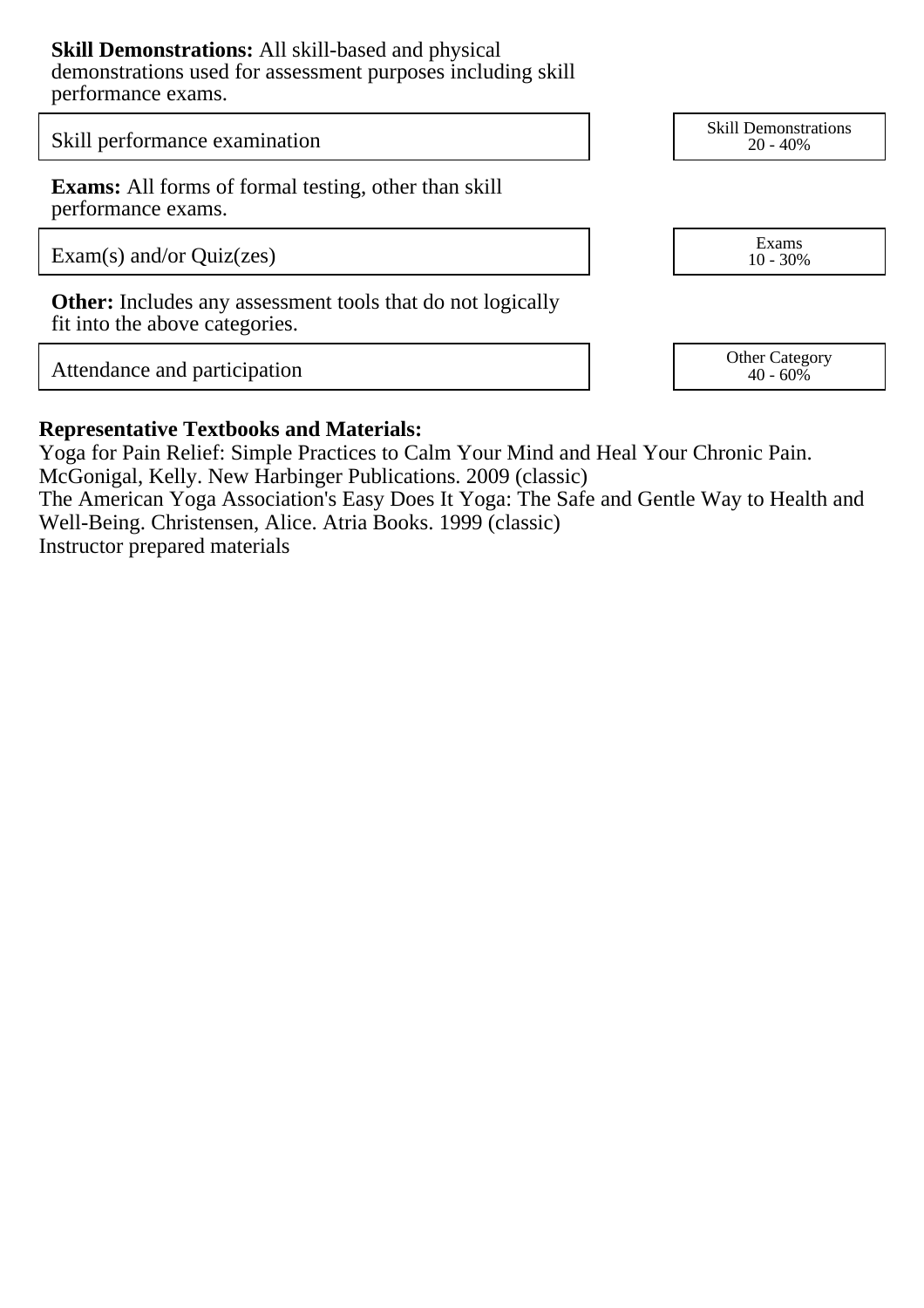**Skill Demonstrations:** All skill-based and physical demonstrations used for assessment purposes including skill performance exams.

| | |
|---|---|
| Skill performance examination | Skill Demonstrations<br>20 - 40% |

**Exams:** All forms of formal testing, other than skill performance exams.

| | |
|---|---|
| Exam(s) and/or Quiz(zes) | Exams<br>10 - 30% |

**Other:** Includes any assessment tools that do not logically fit into the above categories.

| | |
|---|---|
| Attendance and participation | Other Category<br>40 - 60% |

**Representative Textbooks and Materials:**

Yoga for Pain Relief: Simple Practices to Calm Your Mind and Heal Your Chronic Pain. McGonigal, Kelly. New Harbinger Publications. 2009 (classic)
The American Yoga Association's Easy Does It Yoga: The Safe and Gentle Way to Health and Well-Being. Christensen, Alice. Atria Books. 1999 (classic)
Instructor prepared materials